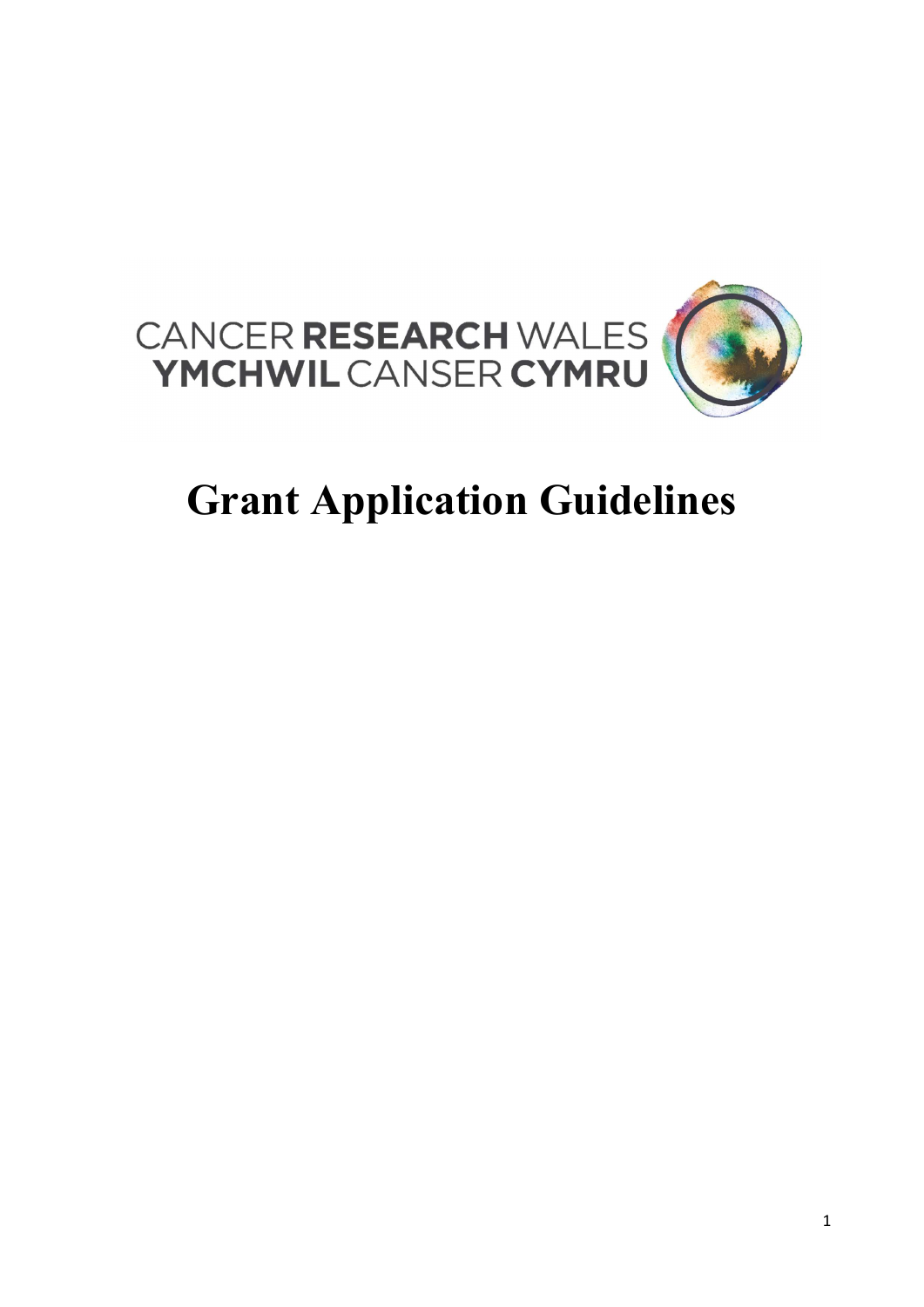CANCER **RESEARCH** WALES
**YMCHWIL** CANSER **CYMRU**

# Grant Application Guidelines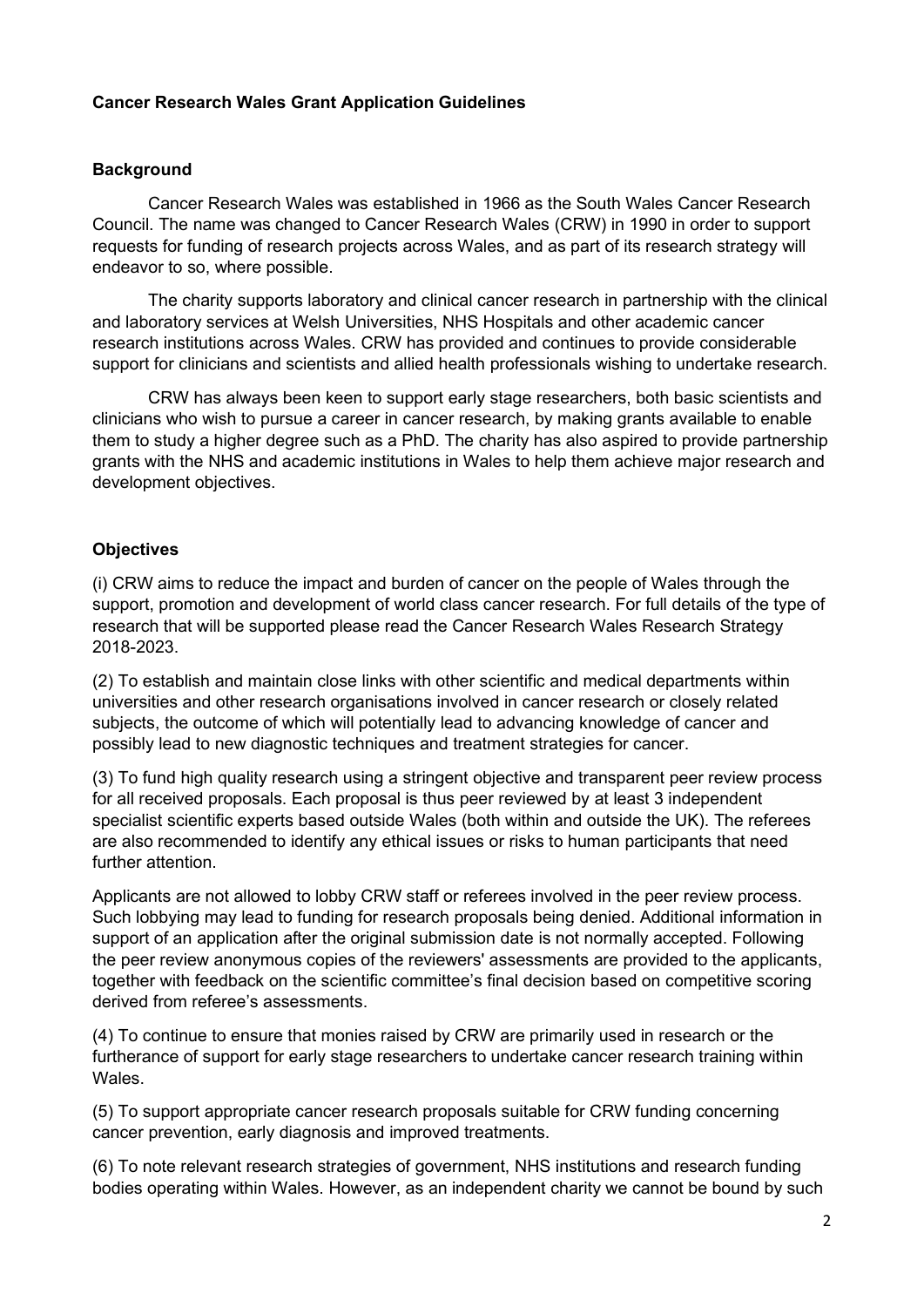**Cancer Research Wales Grant Application Guidelines**

**Background**

Cancer Research Wales was established in 1966 as the South Wales Cancer Research Council. The name was changed to Cancer Research Wales (CRW) in 1990 in order to support requests for funding of research projects across Wales, and as part of its research strategy will endeavor to so, where possible.

The charity supports laboratory and clinical cancer research in partnership with the clinical and laboratory services at Welsh Universities, NHS Hospitals and other academic cancer research institutions across Wales. CRW has provided and continues to provide considerable support for clinicians and scientists and allied health professionals wishing to undertake research.

CRW has always been keen to support early stage researchers, both basic scientists and clinicians who wish to pursue a career in cancer research, by making grants available to enable them to study a higher degree such as a PhD. The charity has also aspired to provide partnership grants with the NHS and academic institutions in Wales to help them achieve major research and development objectives.

**Objectives**

(i) CRW aims to reduce the impact and burden of cancer on the people of Wales through the support, promotion and development of world class cancer research. For full details of the type of research that will be supported please read the Cancer Research Wales Research Strategy 2018-2023.

(2) To establish and maintain close links with other scientific and medical departments within universities and other research organisations involved in cancer research or closely related subjects, the outcome of which will potentially lead to advancing knowledge of cancer and possibly lead to new diagnostic techniques and treatment strategies for cancer.

(3) To fund high quality research using a stringent objective and transparent peer review process for all received proposals. Each proposal is thus peer reviewed by at least 3 independent specialist scientific experts based outside Wales (both within and outside the UK). The referees are also recommended to identify any ethical issues or risks to human participants that need further attention.

Applicants are not allowed to lobby CRW staff or referees involved in the peer review process. Such lobbying may lead to funding for research proposals being denied. Additional information in support of an application after the original submission date is not normally accepted. Following the peer review anonymous copies of the reviewers' assessments are provided to the applicants, together with feedback on the scientific committee's final decision based on competitive scoring derived from referee's assessments.

(4) To continue to ensure that monies raised by CRW are primarily used in research or the furtherance of support for early stage researchers to undertake cancer research training within Wales.

(5) To support appropriate cancer research proposals suitable for CRW funding concerning cancer prevention, early diagnosis and improved treatments.

(6) To note relevant research strategies of government, NHS institutions and research funding bodies operating within Wales. However, as an independent charity we cannot be bound by such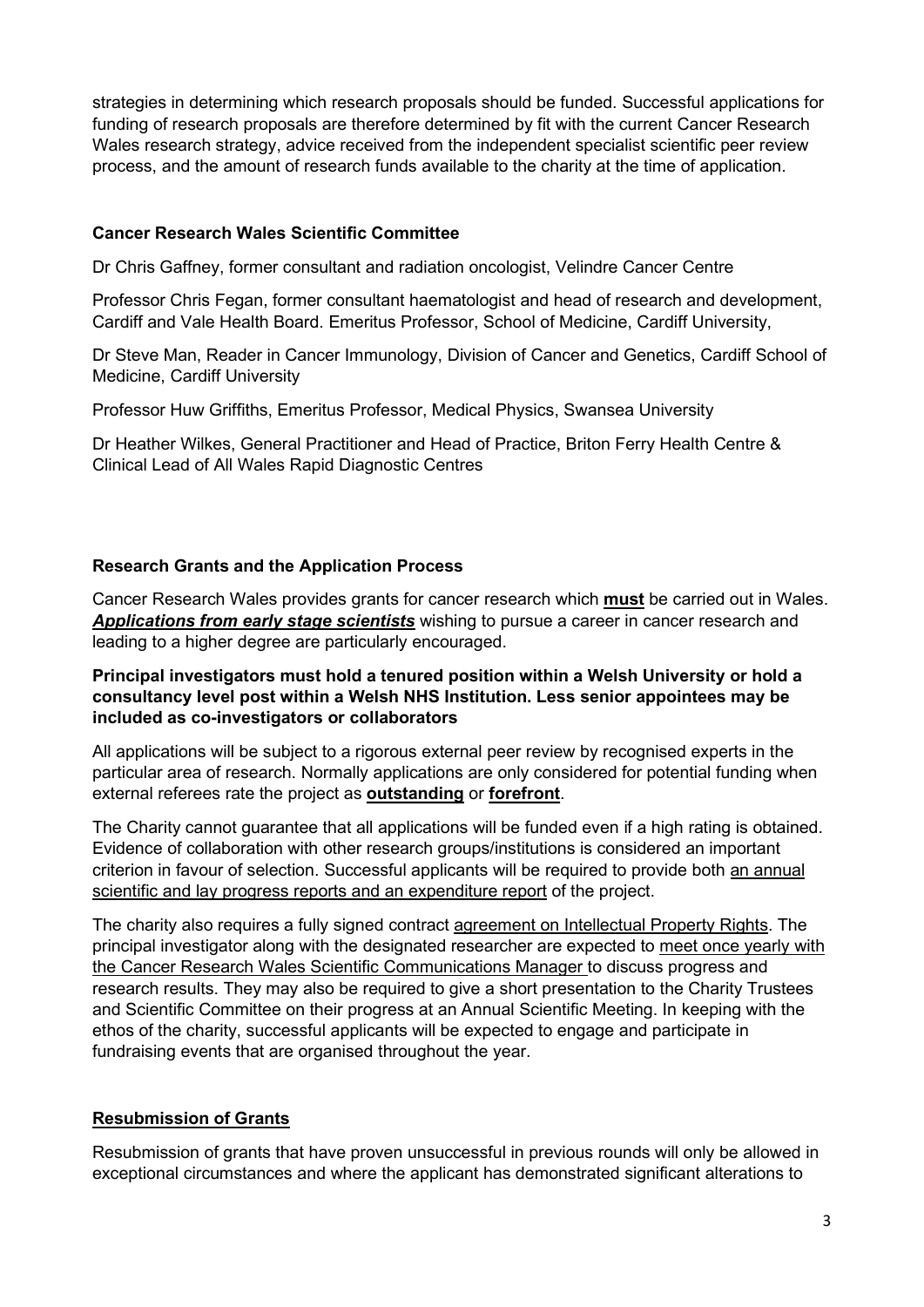strategies in determining which research proposals should be funded. Successful applications for funding of research proposals are therefore determined by fit with the current Cancer Research Wales research strategy, advice received from the independent specialist scientific peer review process, and the amount of research funds available to the charity at the time of application.

**Cancer Research Wales Scientific Committee**

Dr Chris Gaffney, former consultant and radiation oncologist, Velindre Cancer Centre

Professor Chris Fegan, former consultant haematologist and head of research and development, Cardiff and Vale Health Board. Emeritus Professor, School of Medicine, Cardiff University,

Dr Steve Man, Reader in Cancer Immunology, Division of Cancer and Genetics, Cardiff School of Medicine, Cardiff University

Professor Huw Griffiths, Emeritus Professor, Medical Physics, Swansea University

Dr Heather Wilkes, General Practitioner and Head of Practice, Briton Ferry Health Centre & Clinical Lead of All Wales Rapid Diagnostic Centres

**Research Grants and the Application Process**

Cancer Research Wales provides grants for cancer research which **must** be carried out in Wales. ***Applications from early stage scientists*** wishing to pursue a career in cancer research and leading to a higher degree are particularly encouraged.

**Principal investigators must hold a tenured position within a Welsh University or hold a consultancy level post within a Welsh NHS Institution. Less senior appointees may be included as co-investigators or collaborators**

All applications will be subject to a rigorous external peer review by recognised experts in the particular area of research. Normally applications are only considered for potential funding when external referees rate the project as **outstanding** or **forefront**.

The Charity cannot guarantee that all applications will be funded even if a high rating is obtained. Evidence of collaboration with other research groups/institutions is considered an important criterion in favour of selection. Successful applicants will be required to provide both an annual scientific and lay progress reports and an expenditure report of the project.

The charity also requires a fully signed contract agreement on Intellectual Property Rights. The principal investigator along with the designated researcher are expected to meet once yearly with the Cancer Research Wales Scientific Communications Manager to discuss progress and research results. They may also be required to give a short presentation to the Charity Trustees and Scientific Committee on their progress at an Annual Scientific Meeting. In keeping with the ethos of the charity, successful applicants will be expected to engage and participate in fundraising events that are organised throughout the year.

**Resubmission of Grants**

Resubmission of grants that have proven unsuccessful in previous rounds will only be allowed in exceptional circumstances and where the applicant has demonstrated significant alterations to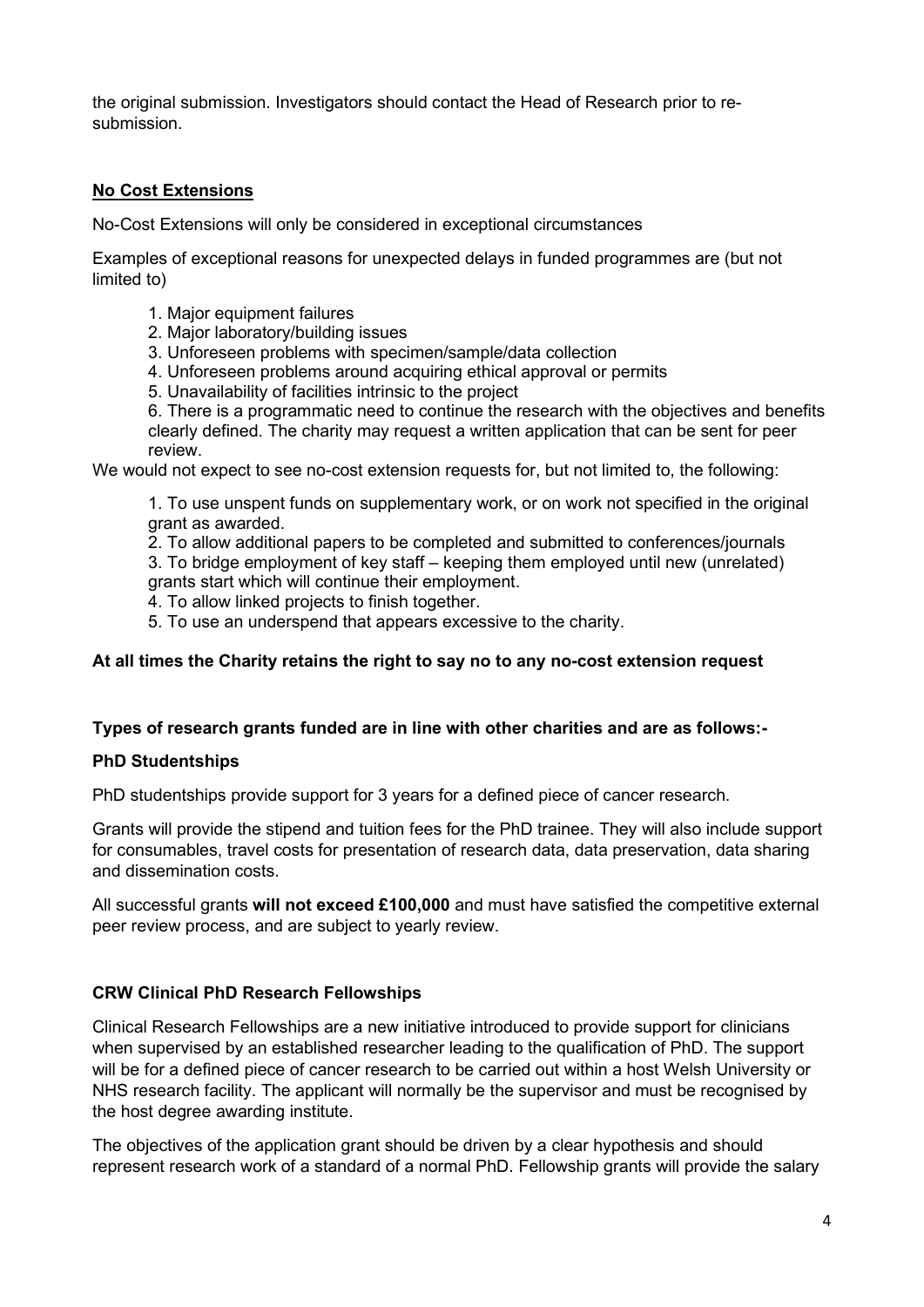the original submission. Investigators should contact the Head of Research prior to re-submission.

## No Cost Extensions

No-Cost Extensions will only be considered in exceptional circumstances

Examples of exceptional reasons for unexpected delays in funded programmes are (but not limited to)

1. Major equipment failures
2. Major laboratory/building issues
3. Unforeseen problems with specimen/sample/data collection
4. Unforeseen problems around acquiring ethical approval or permits
5. Unavailability of facilities intrinsic to the project
6. There is a programmatic need to continue the research with the objectives and benefits clearly defined. The charity may request a written application that can be sent for peer review.

We would not expect to see no-cost extension requests for, but not limited to, the following:

1. To use unspent funds on supplementary work, or on work not specified in the original grant as awarded.
2. To allow additional papers to be completed and submitted to conferences/journals
3. To bridge employment of key staff – keeping them employed until new (unrelated) grants start which will continue their employment.
4. To allow linked projects to finish together.
5. To use an underspend that appears excessive to the charity.

**At all times the Charity retains the right to say no to any no-cost extension request**

**Types of research grants funded are in line with other charities and are as follows:-**

### PhD Studentships

PhD studentships provide support for 3 years for a defined piece of cancer research.

Grants will provide the stipend and tuition fees for the PhD trainee. They will also include support for consumables, travel costs for presentation of research data, data preservation, data sharing and dissemination costs.

All successful grants **will not exceed £100,000** and must have satisfied the competitive external peer review process, and are subject to yearly review.

### CRW Clinical PhD Research Fellowships

Clinical Research Fellowships are a new initiative introduced to provide support for clinicians when supervised by an established researcher leading to the qualification of PhD. The support will be for a defined piece of cancer research to be carried out within a host Welsh University or NHS research facility. The applicant will normally be the supervisor and must be recognised by the host degree awarding institute.

The objectives of the application grant should be driven by a clear hypothesis and should represent research work of a standard of a normal PhD. Fellowship grants will provide the salary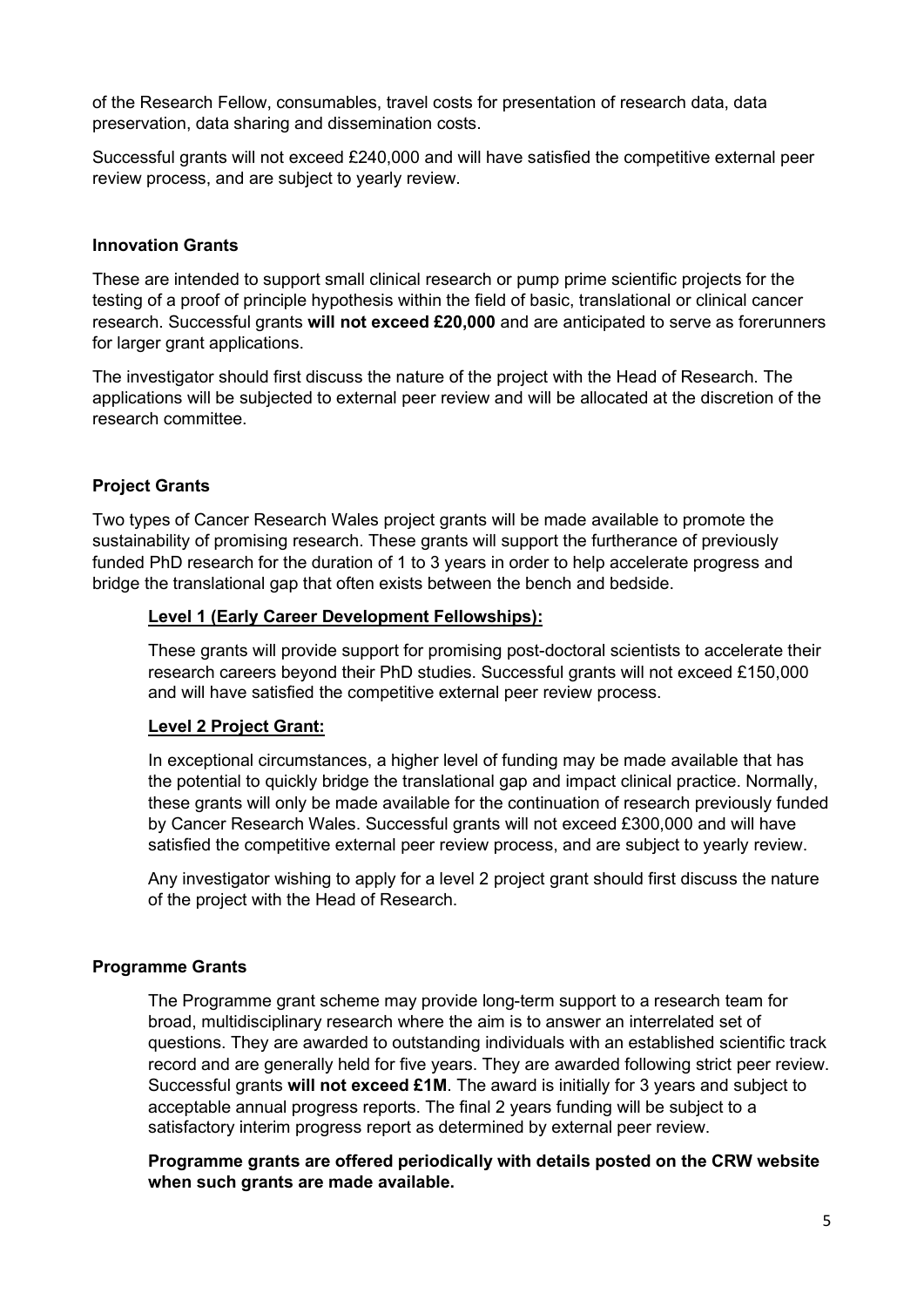of the Research Fellow, consumables, travel costs for presentation of research data, data preservation, data sharing and dissemination costs.

Successful grants will not exceed £240,000 and will have satisfied the competitive external peer review process, and are subject to yearly review.

**Innovation Grants**

These are intended to support small clinical research or pump prime scientific projects for the testing of a proof of principle hypothesis within the field of basic, translational or clinical cancer research. Successful grants **will not exceed £20,000** and are anticipated to serve as forerunners for larger grant applications.

The investigator should first discuss the nature of the project with the Head of Research. The applications will be subjected to external peer review and will be allocated at the discretion of the research committee.

**Project Grants**

Two types of Cancer Research Wales project grants will be made available to promote the sustainability of promising research. These grants will support the furtherance of previously funded PhD research for the duration of 1 to 3 years in order to help accelerate progress and bridge the translational gap that often exists between the bench and bedside.

**Level 1 (Early Career Development Fellowships):**

These grants will provide support for promising post-doctoral scientists to accelerate their research careers beyond their PhD studies. Successful grants will not exceed £150,000 and will have satisfied the competitive external peer review process.

**Level 2 Project Grant:**

In exceptional circumstances, a higher level of funding may be made available that has the potential to quickly bridge the translational gap and impact clinical practice. Normally, these grants will only be made available for the continuation of research previously funded by Cancer Research Wales. Successful grants will not exceed £300,000 and will have satisfied the competitive external peer review process, and are subject to yearly review.

Any investigator wishing to apply for a level 2 project grant should first discuss the nature of the project with the Head of Research.

**Programme Grants**

The Programme grant scheme may provide long-term support to a research team for broad, multidisciplinary research where the aim is to answer an interrelated set of questions. They are awarded to outstanding individuals with an established scientific track record and are generally held for five years. They are awarded following strict peer review. Successful grants **will not exceed £1M**. The award is initially for 3 years and subject to acceptable annual progress reports. The final 2 years funding will be subject to a satisfactory interim progress report as determined by external peer review.

**Programme grants are offered periodically with details posted on the CRW website when such grants are made available.**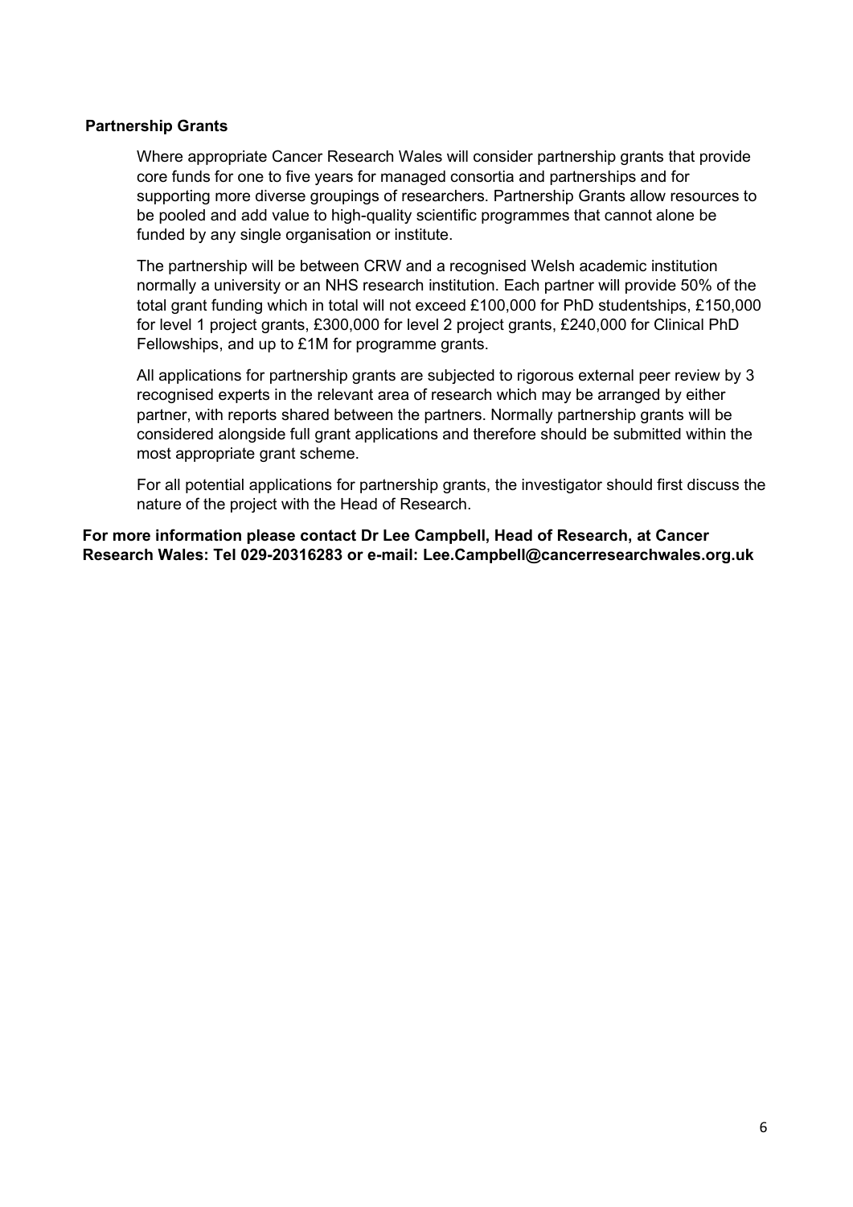**Partnership Grants**

Where appropriate Cancer Research Wales will consider partnership grants that provide core funds for one to five years for managed consortia and partnerships and for supporting more diverse groupings of researchers. Partnership Grants allow resources to be pooled and add value to high-quality scientific programmes that cannot alone be funded by any single organisation or institute.

The partnership will be between CRW and a recognised Welsh academic institution normally a university or an NHS research institution. Each partner will provide 50% of the total grant funding which in total will not exceed £100,000 for PhD studentships, £150,000 for level 1 project grants, £300,000 for level 2 project grants, £240,000 for Clinical PhD Fellowships, and up to £1M for programme grants.

All applications for partnership grants are subjected to rigorous external peer review by 3 recognised experts in the relevant area of research which may be arranged by either partner, with reports shared between the partners. Normally partnership grants will be considered alongside full grant applications and therefore should be submitted within the most appropriate grant scheme.

For all potential applications for partnership grants, the investigator should first discuss the nature of the project with the Head of Research.

**For more information please contact Dr Lee Campbell, Head of Research, at Cancer Research Wales: Tel 029-20316283 or e-mail: Lee.Campbell@cancerresearchwales.org.uk**